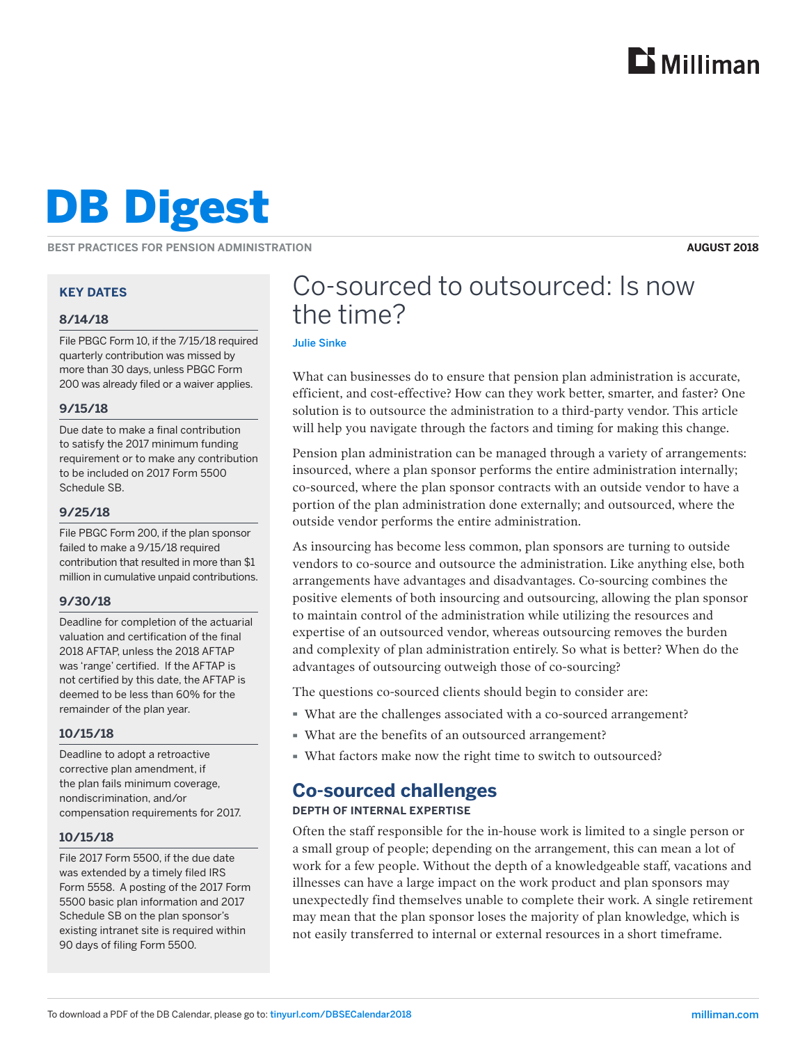# DB Digest

**BEST PRACTICES FOR PENSION ADMINISTRATION**

**AUGUST 2018**

## Co-sourced to outsourced: Is now the time?

Julie Sinke

What can businesses do to ensure that pension plan administration is accurate, efficient, and cost-effective? How can they work better, smarter, and faster? One solution is to outsource the administration to a third-party vendor. This article will help you navigate through the factors and timing for making this change.

Pension plan administration can be managed through a variety of arrangements: insourced, where a plan sponsor performs the entire administration internally; co-sourced, where the plan sponsor contracts with an outside vendor to have a portion of the plan administration done externally; and outsourced, where the outside vendor performs the entire administration.

As insourcing has become less common, plan sponsors are turning to outside vendors to co-source and outsource the administration. Like anything else, both arrangements have advantages and disadvantages. Co-sourcing combines the positive elements of both insourcing and outsourcing, allowing the plan sponsor to maintain control of the administration while utilizing the resources and expertise of an outsourced vendor, whereas outsourcing removes the burden and complexity of plan administration entirely. So what is better? When do the advantages of outsourcing outweigh those of co-sourcing?

The questions co-sourced clients should begin to consider are:

- What are the challenges associated with a co-sourced arrangement?
- What are the benefits of an outsourced arrangement?
- What factors make now the right time to switch to outsourced?

## Co-sourced challenges

### DEPTH OF INTERNAL EXPERTISE

Often the staff responsible for the in-house work is limited to a single person or a small group of people; depending on the arrangement, this can mean a lot of work for a few people. Without the depth of a knowledgeable staff, vacations and illnesses can have a large impact on the work product and plan sponsors may unexpectedly find themselves unable to complete their work. A single retirement may mean that the plan sponsor loses the majority of plan knowledge, which is not easily transferred to internal or external resources in a short timeframe.

### KEY DATES

#### 8/14/18

File PBGC Form 10, if the 7/15/18 required quarterly contribution was missed by more than 30 days, unless PBGC Form 200 was already filed or a waiver applies.

#### 9/15/18

Due date to make a final contribution to satisfy the 2017 minimum funding requirement or to make any contribution to be included on 2017 Form 5500 Schedule SB.

#### 9/25/18

File PBGC Form 200, if the plan sponsor failed to make a 9/15/18 required contribution that resulted in more than $1 million in cumulative unpaid contributions.

#### 9/30/18

Deadline for completion of the actuarial valuation and certification of the final 2018 AFTAP, unless the 2018 AFTAP was 'range' certified. If the AFTAP is not certified by this date, the AFTAP is deemed to be less than 60% for the remainder of the plan year.

#### 10/15/18

Deadline to adopt a retroactive corrective plan amendment, if the plan fails minimum coverage, nondiscrimination, and/or compensation requirements for 2017.

#### 10/15/18

File 2017 Form 5500, if the due date was extended by a timely filed IRS Form 5558. A posting of the 2017 Form 5500 basic plan information and 2017 Schedule SB on the plan sponsor's existing intranet site is required within 90 days of filing Form 5500.

To download a PDF of the DB Calendar, please go to: tinyurl.com/DBSECalendar2018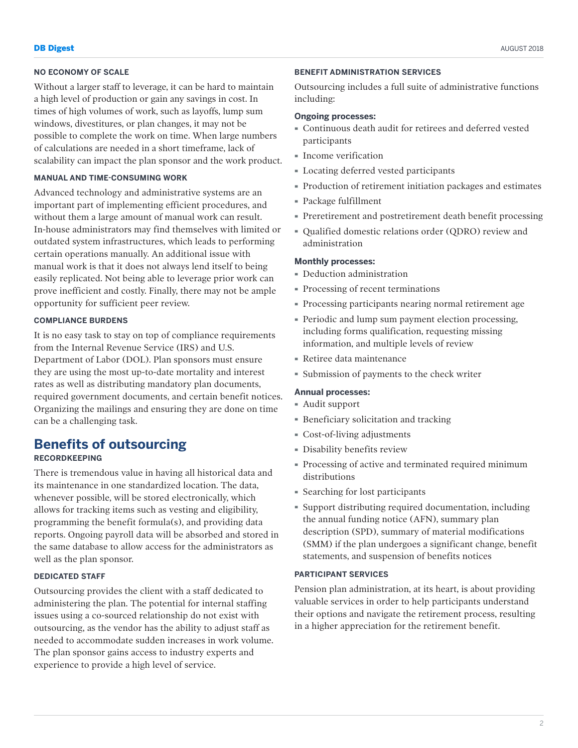#### NO ECONOMY OF SCALE

Without a larger staff to leverage, it can be hard to maintain a high level of production or gain any savings in cost. In times of high volumes of work, such as layoffs, lump sum windows, divestitures, or plan changes, it may not be possible to complete the work on time. When large numbers of calculations are needed in a short timeframe, lack of scalability can impact the plan sponsor and the work product.

#### MANUAL AND TIME-CONSUMING WORK

Advanced technology and administrative systems are an important part of implementing efficient procedures, and without them a large amount of manual work can result. In-house administrators may find themselves with limited or outdated system infrastructures, which leads to performing certain operations manually. An additional issue with manual work is that it does not always lend itself to being easily replicated. Not being able to leverage prior work can prove inefficient and costly. Finally, there may not be ample opportunity for sufficient peer review.

#### COMPLIANCE BURDENS

It is no easy task to stay on top of compliance requirements from the Internal Revenue Service (IRS) and U.S. Department of Labor (DOL). Plan sponsors must ensure they are using the most up-to-date mortality and interest rates as well as distributing mandatory plan documents, required government documents, and certain benefit notices. Organizing the mailings and ensuring they are done on time can be a challenging task.

## Benefits of outsourcing

#### RECORDKEEPING

There is tremendous value in having all historical data and its maintenance in one standardized location. The data, whenever possible, will be stored electronically, which allows for tracking items such as vesting and eligibility, programming the benefit formula(s), and providing data reports. Ongoing payroll data will be absorbed and stored in the same database to allow access for the administrators as well as the plan sponsor.

#### DEDICATED STAFF

Outsourcing provides the client with a staff dedicated to administering the plan. The potential for internal staffing issues using a co-sourced relationship do not exist with outsourcing, as the vendor has the ability to adjust staff as needed to accommodate sudden increases in work volume. The plan sponsor gains access to industry experts and experience to provide a high level of service.

#### BENEFIT ADMINISTRATION SERVICES

Outsourcing includes a full suite of administrative functions including:

**Ongoing processes:**

- Continuous death audit for retirees and deferred vested participants
- Income verification
- Locating deferred vested participants
- Production of retirement initiation packages and estimates
- Package fulfillment
- Preretirement and postretirement death benefit processing
- Qualified domestic relations order (QDRO) review and administration

**Monthly processes:**

- Deduction administration
- Processing of recent terminations
- Processing participants nearing normal retirement age
- Periodic and lump sum payment election processing, including forms qualification, requesting missing information, and multiple levels of review
- Retiree data maintenance
- Submission of payments to the check writer

**Annual processes:**

- Audit support
- Beneficiary solicitation and tracking
- Cost-of-living adjustments
- Disability benefits review
- Processing of active and terminated required minimum distributions
- Searching for lost participants
- Support distributing required documentation, including the annual funding notice (AFN), summary plan description (SPD), summary of material modifications (SMM) if the plan undergoes a significant change, benefit statements, and suspension of benefits notices

#### PARTICIPANT SERVICES

Pension plan administration, at its heart, is about providing valuable services in order to help participants understand their options and navigate the retirement process, resulting in a higher appreciation for the retirement benefit.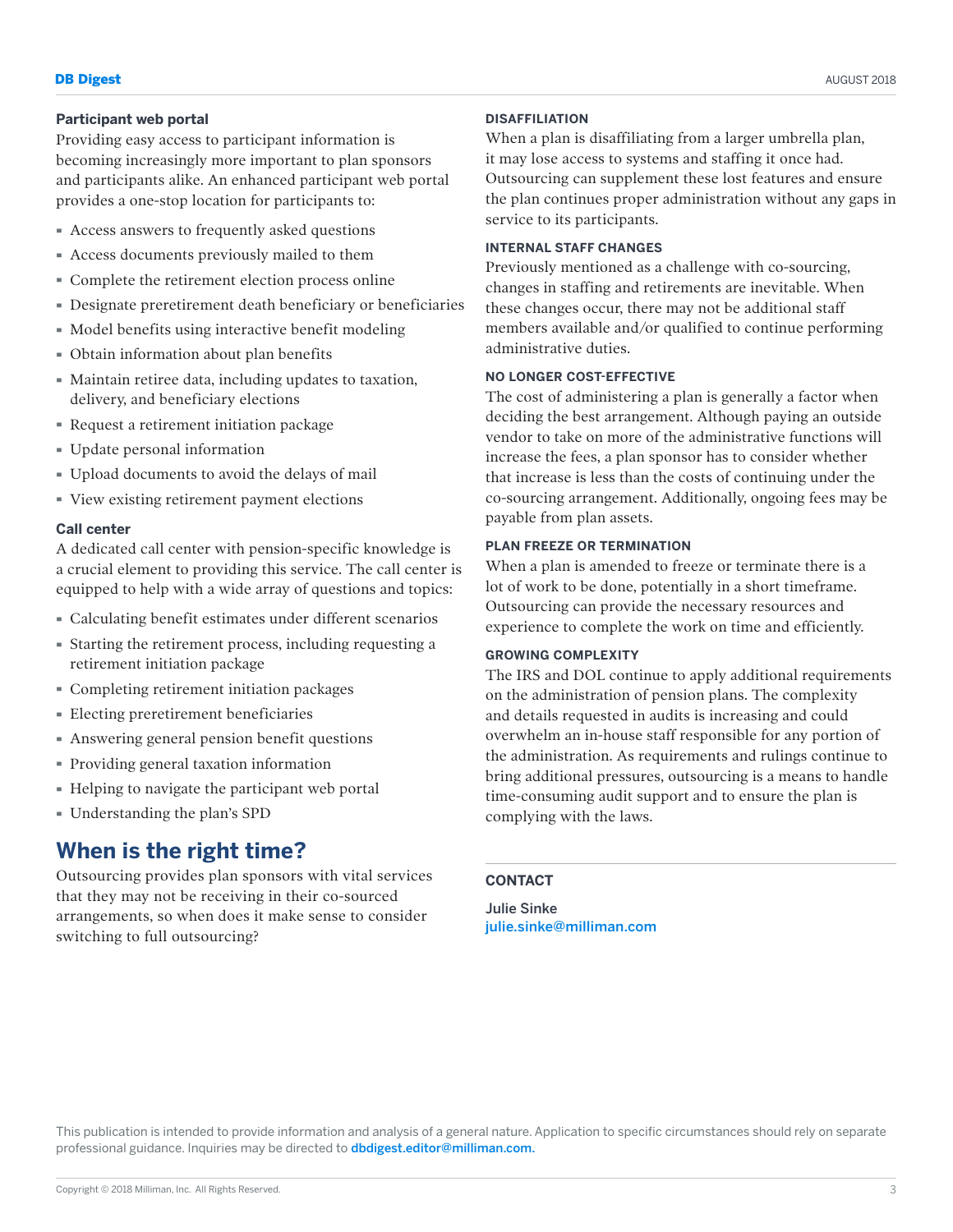### Participant web portal

Providing easy access to participant information is becoming increasingly more important to plan sponsors and participants alike. An enhanced participant web portal provides a one-stop location for participants to:

- Access answers to frequently asked questions
- Access documents previously mailed to them
- Complete the retirement election process online
- Designate preretirement death beneficiary or beneficiaries
- Model benefits using interactive benefit modeling
- Obtain information about plan benefits
- Maintain retiree data, including updates to taxation, delivery, and beneficiary elections
- Request a retirement initiation package
- Update personal information
- Upload documents to avoid the delays of mail
- View existing retirement payment elections

### Call center

A dedicated call center with pension-specific knowledge is a crucial element to providing this service. The call center is equipped to help with a wide array of questions and topics:

- Calculating benefit estimates under different scenarios
- Starting the retirement process, including requesting a retirement initiation package
- Completing retirement initiation packages
- Electing preretirement beneficiaries
- Answering general pension benefit questions
- Providing general taxation information
- Helping to navigate the participant web portal
- Understanding the plan's SPD

## When is the right time?

Outsourcing provides plan sponsors with vital services that they may not be receiving in their co-sourced arrangements, so when does it make sense to consider switching to full outsourcing?

#### DISAFFILIATION

When a plan is disaffiliating from a larger umbrella plan, it may lose access to systems and staffing it once had. Outsourcing can supplement these lost features and ensure the plan continues proper administration without any gaps in service to its participants.

#### INTERNAL STAFF CHANGES

Previously mentioned as a challenge with co-sourcing, changes in staffing and retirements are inevitable. When these changes occur, there may not be additional staff members available and/or qualified to continue performing administrative duties.

#### NO LONGER COST-EFFECTIVE

The cost of administering a plan is generally a factor when deciding the best arrangement. Although paying an outside vendor to take on more of the administrative functions will increase the fees, a plan sponsor has to consider whether that increase is less than the costs of continuing under the co-sourcing arrangement. Additionally, ongoing fees may be payable from plan assets.

#### PLAN FREEZE OR TERMINATION

When a plan is amended to freeze or terminate there is a lot of work to be done, potentially in a short timeframe. Outsourcing can provide the necessary resources and experience to complete the work on time and efficiently.

#### GROWING COMPLEXITY

The IRS and DOL continue to apply additional requirements on the administration of pension plans. The complexity and details requested in audits is increasing and could overwhelm an in-house staff responsible for any portion of the administration. As requirements and rulings continue to bring additional pressures, outsourcing is a means to handle time-consuming audit support and to ensure the plan is complying with the laws.

#### CONTACT

Julie Sinke
julie.sinke@milliman.com

This publication is intended to provide information and analysis of a general nature. Application to specific circumstances should rely on separate professional guidance. Inquiries may be directed to dbdigest.editor@milliman.com.

Copyright © 2018 Milliman, Inc. All Rights Reserved.